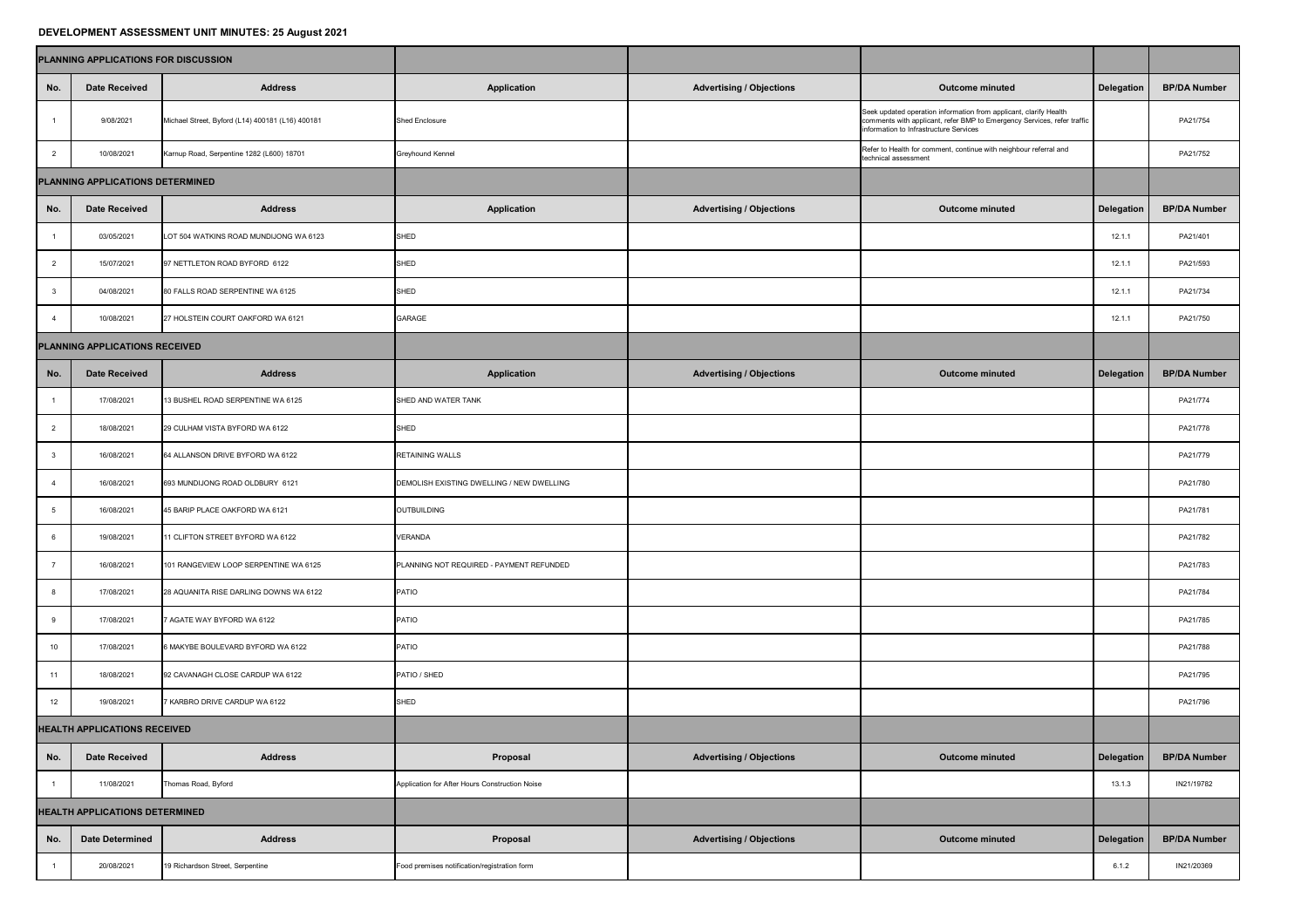# DEVELOPMENT ASSESSMENT UNIT MINUTES: 25 August 2021

## PLANNING APPLICATIONS FOR DISCUSSION

| No. | Date Received | Address | Application | Advertising / Objections | Outcome minuted | Delegation | BP/DA Number |
|---|---|---|---|---|---|---|---|
| 1 | 9/08/2021 | Michael Street, Byford (L14) 400181 (L16) 400181 | Shed Enclosure | | Seek updated operation information from applicant, clarify Health comments with applicant, refer BMP to Emergency Services, refer traffic information to Infrastructure Services | | PA21/754 |
| 2 | 10/08/2021 | Karnup Road, Serpentine 1282 (L600) 18701 | Greyhound Kennel | | Refer to Health for comment, continue with neighbour referral and technical assessment | | PA21/752 |

## PLANNING APPLICATIONS DETERMINED

| No. | Date Received | Address | Application | Advertising / Objections | Outcome minuted | Delegation | BP/DA Number |
|---|---|---|---|---|---|---|---|
| 1 | 03/05/2021 | LOT 504 WATKINS ROAD MUNDIJONG WA 6123 | SHED | | | 12.1.1 | PA21/401 |
| 2 | 15/07/2021 | 97 NETTLETON ROAD BYFORD 6122 | SHED | | | 12.1.1 | PA21/593 |
| 3 | 04/08/2021 | 80 FALLS ROAD SERPENTINE WA 6125 | SHED | | | 12.1.1 | PA21/734 |
| 4 | 10/08/2021 | 27 HOLSTEIN COURT OAKFORD WA 6121 | GARAGE | | | 12.1.1 | PA21/750 |

## PLANNING APPLICATIONS RECEIVED

| No. | Date Received | Address | Application | Advertising / Objections | Outcome minuted | Delegation | BP/DA Number |
|---|---|---|---|---|---|---|---|
| 1 | 17/08/2021 | 13 BUSHEL ROAD SERPENTINE WA 6125 | SHED AND WATER TANK | | | | PA21/774 |
| 2 | 18/08/2021 | 29 CULHAM VISTA BYFORD WA 6122 | SHED | | | | PA21/778 |
| 3 | 16/08/2021 | 64 ALLANSON DRIVE BYFORD WA 6122 | RETAINING WALLS | | | | PA21/779 |
| 4 | 16/08/2021 | 693 MUNDIJONG ROAD OLDBURY 6121 | DEMOLISH EXISTING DWELLING / NEW DWELLING | | | | PA21/780 |
| 5 | 16/08/2021 | 45 BARIP PLACE OAKFORD WA 6121 | OUTBUILDING | | | | PA21/781 |
| 6 | 19/08/2021 | 11 CLIFTON STREET BYFORD WA 6122 | VERANDA | | | | PA21/782 |
| 7 | 16/08/2021 | 101 RANGEVIEW LOOP SERPENTINE WA 6125 | PLANNING NOT REQUIRED - PAYMENT REFUNDED | | | | PA21/783 |
| 8 | 17/08/2021 | 28 AQUANITA RISE DARLING DOWNS WA 6122 | PATIO | | | | PA21/784 |
| 9 | 17/08/2021 | 7 AGATE WAY BYFORD WA 6122 | PATIO | | | | PA21/785 |
| 10 | 17/08/2021 | 6 MAKYBE BOULEVARD BYFORD WA 6122 | PATIO | | | | PA21/788 |
| 11 | 18/08/2021 | 92 CAVANAGH CLOSE CARDUP WA 6122 | PATIO / SHED | | | | PA21/795 |
| 12 | 19/08/2021 | 7 KARBRO DRIVE CARDUP WA 6122 | SHED | | | | PA21/796 |

## HEALTH APPLICATIONS RECEIVED

| No. | Date Received | Address | Proposal | Advertising / Objections | Outcome minuted | Delegation | BP/DA Number |
|---|---|---|---|---|---|---|---|
| 1 | 11/08/2021 | Thomas Road, Byford | Application for After Hours Construction Noise | | | 13.1.3 | IN21/19782 |

## HEALTH APPLICATIONS DETERMINED

| No. | Date Determined | Address | Proposal | Advertising / Objections | Outcome minuted | Delegation | BP/DA Number |
|---|---|---|---|---|---|---|---|
| 1 | 20/08/2021 | 19 Richardson Street, Serpentine | Food premises notification/registration form | | | 6.1.2 | IN21/20369 |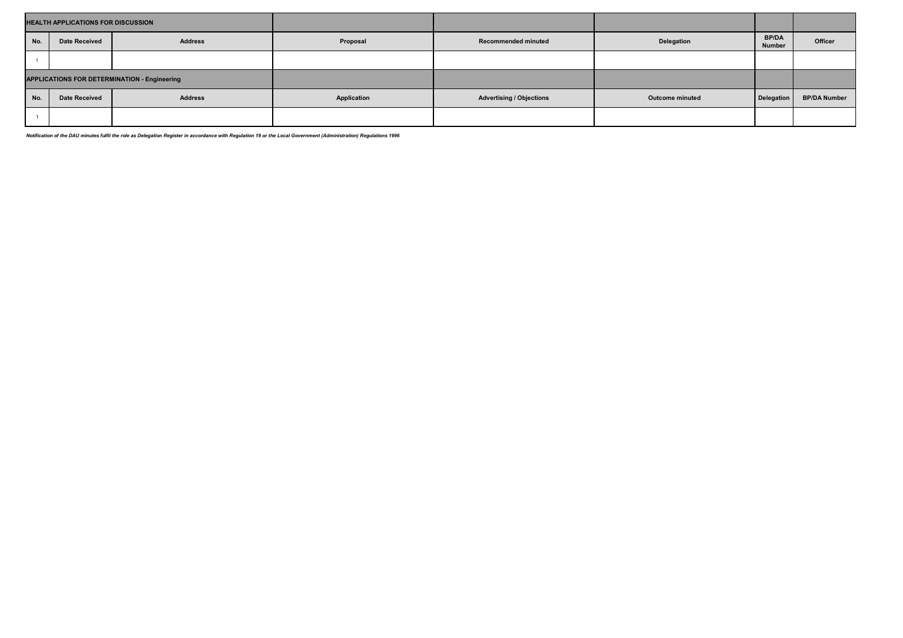| HEALTH APPLICATIONS FOR DISCUSSION | | | | | | | |
|---|---|---|---|---|---|---|---|
| **No.** | **Date Received** | **Address** | **Proposal** | **Recommended minuted** | **Delegation** | **BP/DA Number** | **Officer** |
| 1 | | | | | | | |

| APPLICATIONS FOR DETERMINATION - Engineering | | | | | | | |
|---|---|---|---|---|---|---|---|
| **No.** | **Date Received** | **Address** | **Application** | **Advertising / Objections** | **Outcome minuted** | **Delegation** | **BP/DA Number** |
| 1 | | | | | | | |

***Notification of the DAU minutes fulfil the role as Delegation Register in accordance with Regulation 19 or the Local Government (Administration) Regulations 1996***